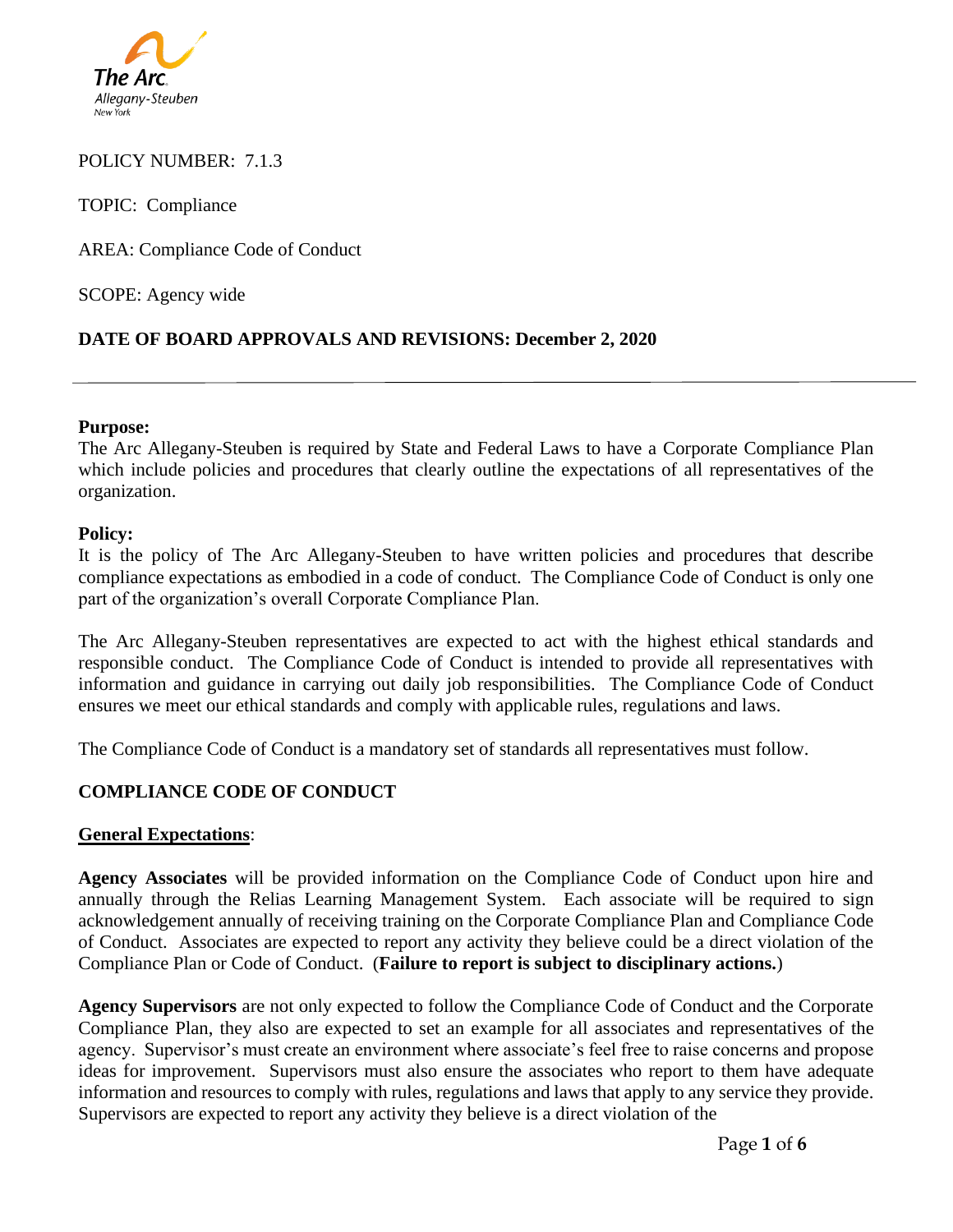POLICY NUMBER: 7.1.3

TOPIC: Compliance

AREA: Compliance Code of Conduct

SCOPE: Agency wide

**DATE OF BOARD APPROVALS AND REVISIONS: December 2, 2020**

---

**Purpose:**
The Arc Allegany-Steuben is required by State and Federal Laws to have a Corporate Compliance Plan which include policies and procedures that clearly outline the expectations of all representatives of the organization.

**Policy:**
It is the policy of The Arc Allegany-Steuben to have written policies and procedures that describe compliance expectations as embodied in a code of conduct. The Compliance Code of Conduct is only one part of the organization's overall Corporate Compliance Plan.

The Arc Allegany-Steuben representatives are expected to act with the highest ethical standards and responsible conduct. The Compliance Code of Conduct is intended to provide all representatives with information and guidance in carrying out daily job responsibilities. The Compliance Code of Conduct ensures we meet our ethical standards and comply with applicable rules, regulations and laws.

The Compliance Code of Conduct is a mandatory set of standards all representatives must follow.

## COMPLIANCE CODE OF CONDUCT

**General Expectations**:

**Agency Associates** will be provided information on the Compliance Code of Conduct upon hire and annually through the Relias Learning Management System. Each associate will be required to sign acknowledgement annually of receiving training on the Corporate Compliance Plan and Compliance Code of Conduct. Associates are expected to report any activity they believe could be a direct violation of the Compliance Plan or Code of Conduct. (**Failure to report is subject to disciplinary actions.**)

**Agency Supervisors** are not only expected to follow the Compliance Code of Conduct and the Corporate Compliance Plan, they also are expected to set an example for all associates and representatives of the agency. Supervisor's must create an environment where associate's feel free to raise concerns and propose ideas for improvement. Supervisors must also ensure the associates who report to them have adequate information and resources to comply with rules, regulations and laws that apply to any service they provide. Supervisors are expected to report any activity they believe is a direct violation of the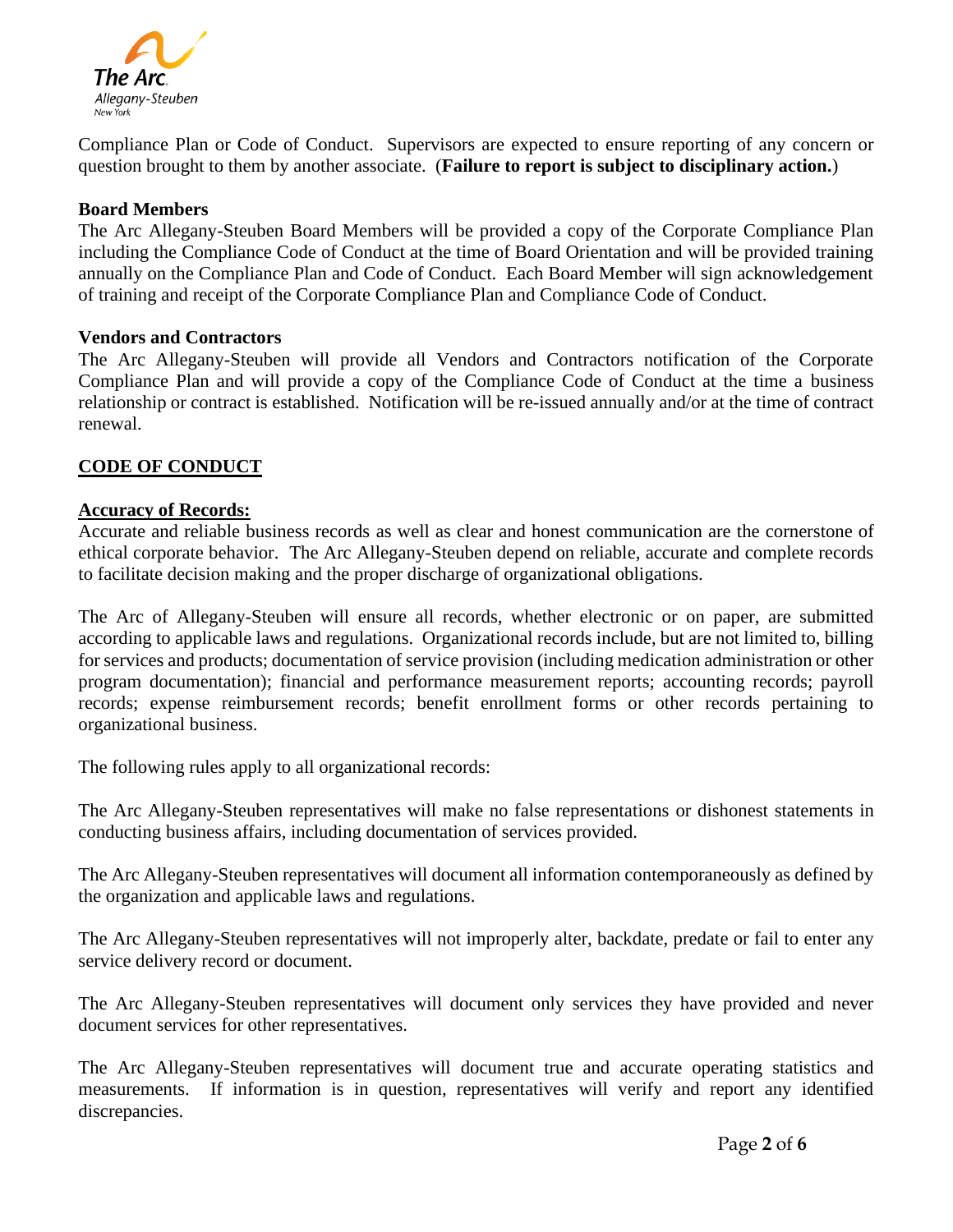Compliance Plan or Code of Conduct. Supervisors are expected to ensure reporting of any concern or question brought to them by another associate. (**Failure to report is subject to disciplinary action.**)

**Board Members**

The Arc Allegany-Steuben Board Members will be provided a copy of the Corporate Compliance Plan including the Compliance Code of Conduct at the time of Board Orientation and will be provided training annually on the Compliance Plan and Code of Conduct. Each Board Member will sign acknowledgement of training and receipt of the Corporate Compliance Plan and Compliance Code of Conduct.

**Vendors and Contractors**

The Arc Allegany-Steuben will provide all Vendors and Contractors notification of the Corporate Compliance Plan and will provide a copy of the Compliance Code of Conduct at the time a business relationship or contract is established. Notification will be re-issued annually and/or at the time of contract renewal.

## CODE OF CONDUCT

### Accuracy of Records:

Accurate and reliable business records as well as clear and honest communication are the cornerstone of ethical corporate behavior. The Arc Allegany-Steuben depend on reliable, accurate and complete records to facilitate decision making and the proper discharge of organizational obligations.

The Arc of Allegany-Steuben will ensure all records, whether electronic or on paper, are submitted according to applicable laws and regulations. Organizational records include, but are not limited to, billing for services and products; documentation of service provision (including medication administration or other program documentation); financial and performance measurement reports; accounting records; payroll records; expense reimbursement records; benefit enrollment forms or other records pertaining to organizational business.

The following rules apply to all organizational records:

The Arc Allegany-Steuben representatives will make no false representations or dishonest statements in conducting business affairs, including documentation of services provided.

The Arc Allegany-Steuben representatives will document all information contemporaneously as defined by the organization and applicable laws and regulations.

The Arc Allegany-Steuben representatives will not improperly alter, backdate, predate or fail to enter any service delivery record or document.

The Arc Allegany-Steuben representatives will document only services they have provided and never document services for other representatives.

The Arc Allegany-Steuben representatives will document true and accurate operating statistics and measurements. If information is in question, representatives will verify and report any identified discrepancies.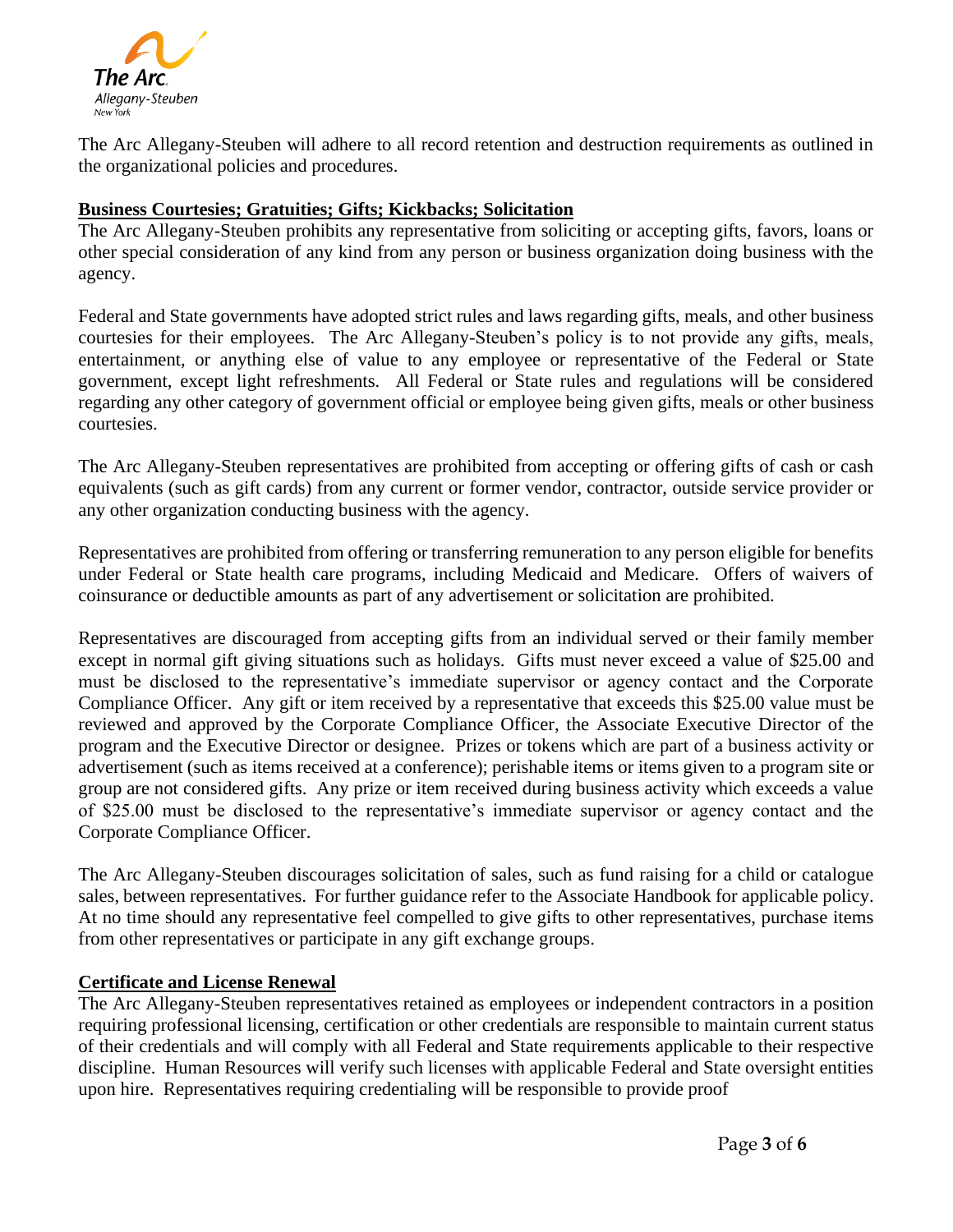The Arc Allegany-Steuben will adhere to all record retention and destruction requirements as outlined in the organizational policies and procedures.

**Business Courtesies; Gratuities; Gifts; Kickbacks; Solicitation**

The Arc Allegany-Steuben prohibits any representative from soliciting or accepting gifts, favors, loans or other special consideration of any kind from any person or business organization doing business with the agency.

Federal and State governments have adopted strict rules and laws regarding gifts, meals, and other business courtesies for their employees. The Arc Allegany-Steuben's policy is to not provide any gifts, meals, entertainment, or anything else of value to any employee or representative of the Federal or State government, except light refreshments. All Federal or State rules and regulations will be considered regarding any other category of government official or employee being given gifts, meals or other business courtesies.

The Arc Allegany-Steuben representatives are prohibited from accepting or offering gifts of cash or cash equivalents (such as gift cards) from any current or former vendor, contractor, outside service provider or any other organization conducting business with the agency.

Representatives are prohibited from offering or transferring remuneration to any person eligible for benefits under Federal or State health care programs, including Medicaid and Medicare. Offers of waivers of coinsurance or deductible amounts as part of any advertisement or solicitation are prohibited.

Representatives are discouraged from accepting gifts from an individual served or their family member except in normal gift giving situations such as holidays. Gifts must never exceed a value of $25.00 and must be disclosed to the representative's immediate supervisor or agency contact and the Corporate Compliance Officer. Any gift or item received by a representative that exceeds this $25.00 value must be reviewed and approved by the Corporate Compliance Officer, the Associate Executive Director of the program and the Executive Director or designee. Prizes or tokens which are part of a business activity or advertisement (such as items received at a conference); perishable items or items given to a program site or group are not considered gifts. Any prize or item received during business activity which exceeds a value of $25.00 must be disclosed to the representative's immediate supervisor or agency contact and the Corporate Compliance Officer.

The Arc Allegany-Steuben discourages solicitation of sales, such as fund raising for a child or catalogue sales, between representatives. For further guidance refer to the Associate Handbook for applicable policy. At no time should any representative feel compelled to give gifts to other representatives, purchase items from other representatives or participate in any gift exchange groups.

**Certificate and License Renewal**

The Arc Allegany-Steuben representatives retained as employees or independent contractors in a position requiring professional licensing, certification or other credentials are responsible to maintain current status of their credentials and will comply with all Federal and State requirements applicable to their respective discipline. Human Resources will verify such licenses with applicable Federal and State oversight entities upon hire. Representatives requiring credentialing will be responsible to provide proof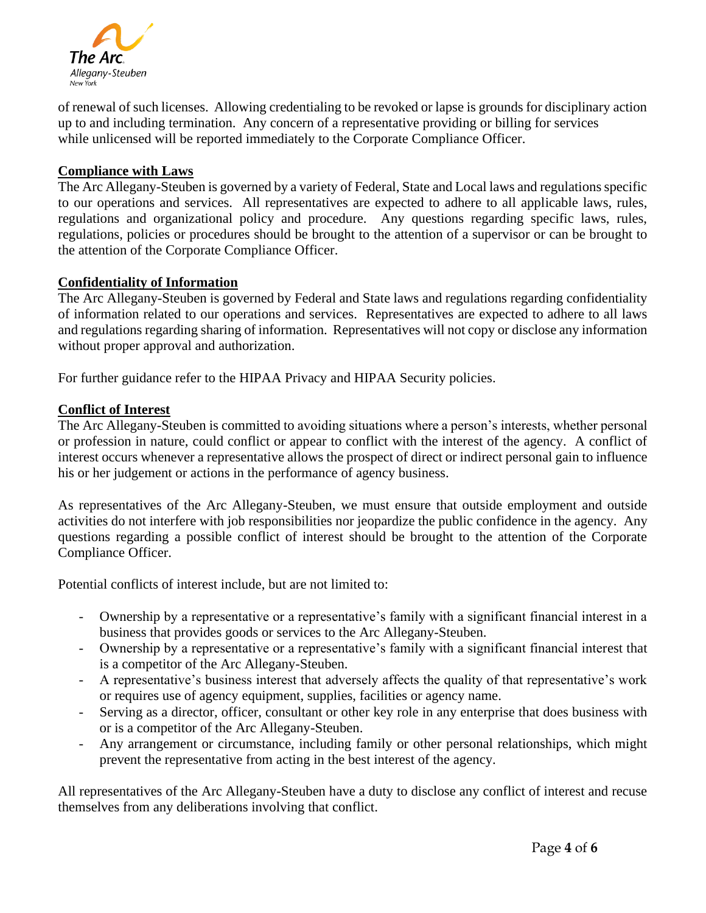of renewal of such licenses. Allowing credentialing to be revoked or lapse is grounds for disciplinary action up to and including termination. Any concern of a representative providing or billing for services while unlicensed will be reported immediately to the Corporate Compliance Officer.

**Compliance with Laws**

The Arc Allegany-Steuben is governed by a variety of Federal, State and Local laws and regulations specific to our operations and services. All representatives are expected to adhere to all applicable laws, rules, regulations and organizational policy and procedure. Any questions regarding specific laws, rules, regulations, policies or procedures should be brought to the attention of a supervisor or can be brought to the attention of the Corporate Compliance Officer.

**Confidentiality of Information**

The Arc Allegany-Steuben is governed by Federal and State laws and regulations regarding confidentiality of information related to our operations and services. Representatives are expected to adhere to all laws and regulations regarding sharing of information. Representatives will not copy or disclose any information without proper approval and authorization.

For further guidance refer to the HIPAA Privacy and HIPAA Security policies.

**Conflict of Interest**

The Arc Allegany-Steuben is committed to avoiding situations where a person's interests, whether personal or profession in nature, could conflict or appear to conflict with the interest of the agency. A conflict of interest occurs whenever a representative allows the prospect of direct or indirect personal gain to influence his or her judgement or actions in the performance of agency business.

As representatives of the Arc Allegany-Steuben, we must ensure that outside employment and outside activities do not interfere with job responsibilities nor jeopardize the public confidence in the agency. Any questions regarding a possible conflict of interest should be brought to the attention of the Corporate Compliance Officer.

Potential conflicts of interest include, but are not limited to:

- Ownership by a representative or a representative's family with a significant financial interest in a business that provides goods or services to the Arc Allegany-Steuben.
- Ownership by a representative or a representative's family with a significant financial interest that is a competitor of the Arc Allegany-Steuben.
- A representative's business interest that adversely affects the quality of that representative's work or requires use of agency equipment, supplies, facilities or agency name.
- Serving as a director, officer, consultant or other key role in any enterprise that does business with or is a competitor of the Arc Allegany-Steuben.
- Any arrangement or circumstance, including family or other personal relationships, which might prevent the representative from acting in the best interest of the agency.

All representatives of the Arc Allegany-Steuben have a duty to disclose any conflict of interest and recuse themselves from any deliberations involving that conflict.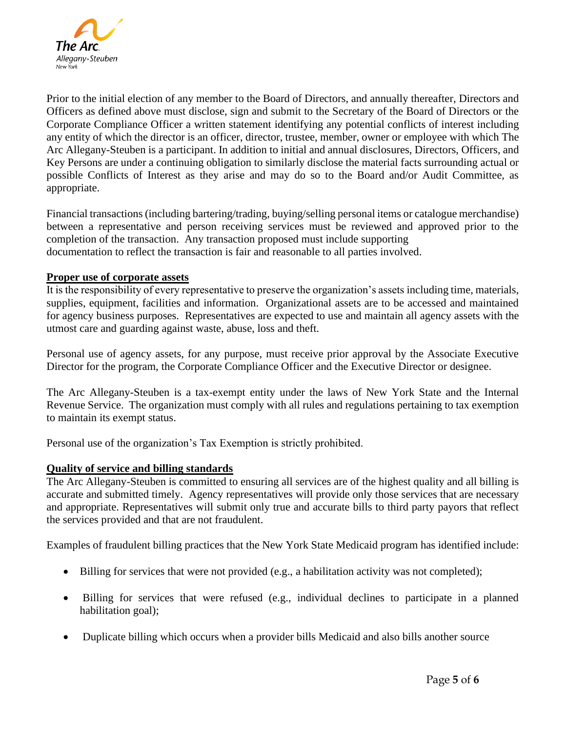Prior to the initial election of any member to the Board of Directors, and annually thereafter, Directors and Officers as defined above must disclose, sign and submit to the Secretary of the Board of Directors or the Corporate Compliance Officer a written statement identifying any potential conflicts of interest including any entity of which the director is an officer, director, trustee, member, owner or employee with which The Arc Allegany-Steuben is a participant. In addition to initial and annual disclosures, Directors, Officers, and Key Persons are under a continuing obligation to similarly disclose the material facts surrounding actual or possible Conflicts of Interest as they arise and may do so to the Board and/or Audit Committee, as appropriate.

Financial transactions (including bartering/trading, buying/selling personal items or catalogue merchandise) between a representative and person receiving services must be reviewed and approved prior to the completion of the transaction. Any transaction proposed must include supporting documentation to reflect the transaction is fair and reasonable to all parties involved.

**Proper use of corporate assets**

It is the responsibility of every representative to preserve the organization's assets including time, materials, supplies, equipment, facilities and information. Organizational assets are to be accessed and maintained for agency business purposes. Representatives are expected to use and maintain all agency assets with the utmost care and guarding against waste, abuse, loss and theft.

Personal use of agency assets, for any purpose, must receive prior approval by the Associate Executive Director for the program, the Corporate Compliance Officer and the Executive Director or designee.

The Arc Allegany-Steuben is a tax-exempt entity under the laws of New York State and the Internal Revenue Service. The organization must comply with all rules and regulations pertaining to tax exemption to maintain its exempt status.

Personal use of the organization's Tax Exemption is strictly prohibited.

**Quality of service and billing standards**

The Arc Allegany-Steuben is committed to ensuring all services are of the highest quality and all billing is accurate and submitted timely. Agency representatives will provide only those services that are necessary and appropriate. Representatives will submit only true and accurate bills to third party payors that reflect the services provided and that are not fraudulent.

Examples of fraudulent billing practices that the New York State Medicaid program has identified include:

- Billing for services that were not provided (e.g., a habilitation activity was not completed);
- Billing for services that were refused (e.g., individual declines to participate in a planned habilitation goal);
- Duplicate billing which occurs when a provider bills Medicaid and also bills another source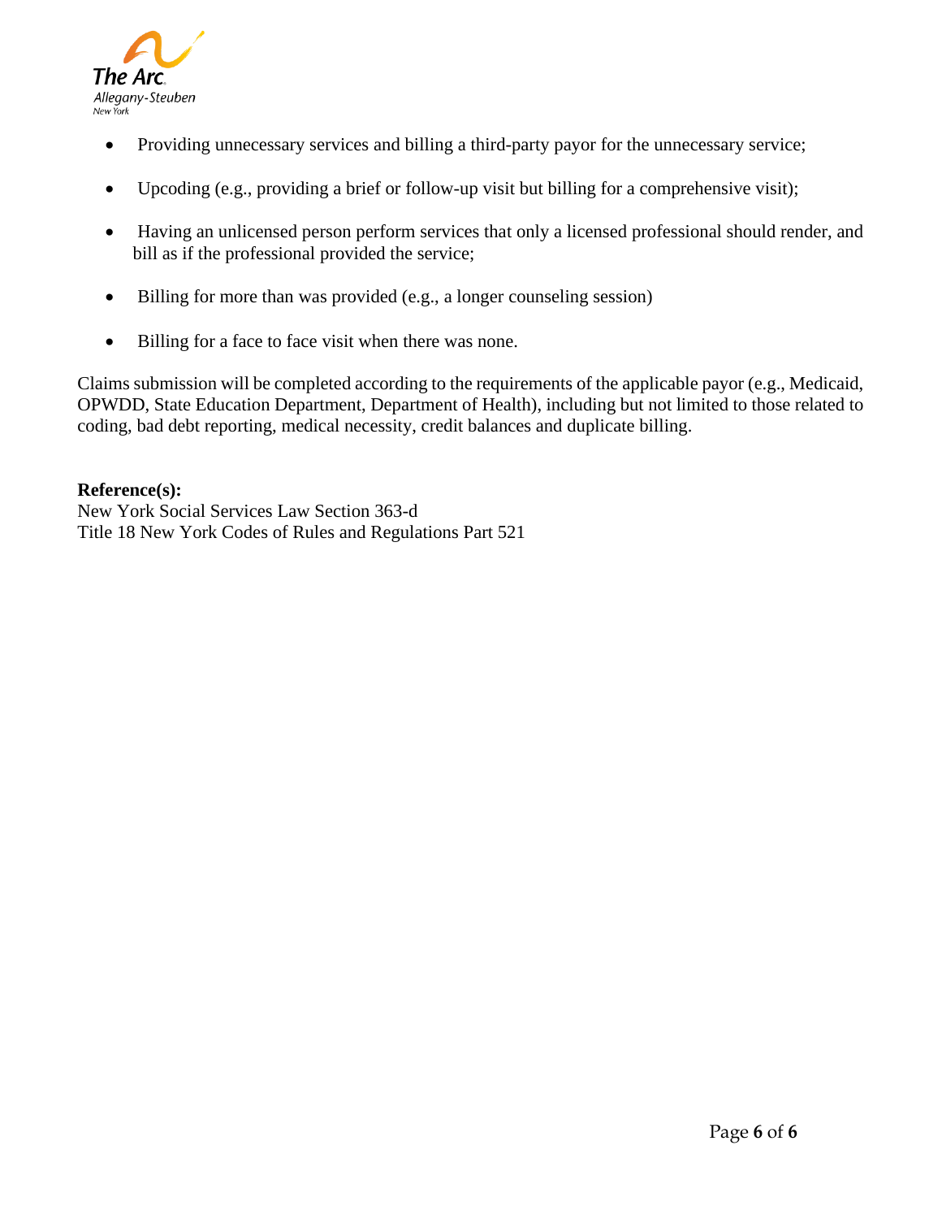- Providing unnecessary services and billing a third-party payor for the unnecessary service;
- Upcoding (e.g., providing a brief or follow-up visit but billing for a comprehensive visit);
- Having an unlicensed person perform services that only a licensed professional should render, and bill as if the professional provided the service;
- Billing for more than was provided (e.g., a longer counseling session)
- Billing for a face to face visit when there was none.

Claims submission will be completed according to the requirements of the applicable payor (e.g., Medicaid, OPWDD, State Education Department, Department of Health), including but not limited to those related to coding, bad debt reporting, medical necessity, credit balances and duplicate billing.

**Reference(s):**
New York Social Services Law Section 363-d
Title 18 New York Codes of Rules and Regulations Part 521